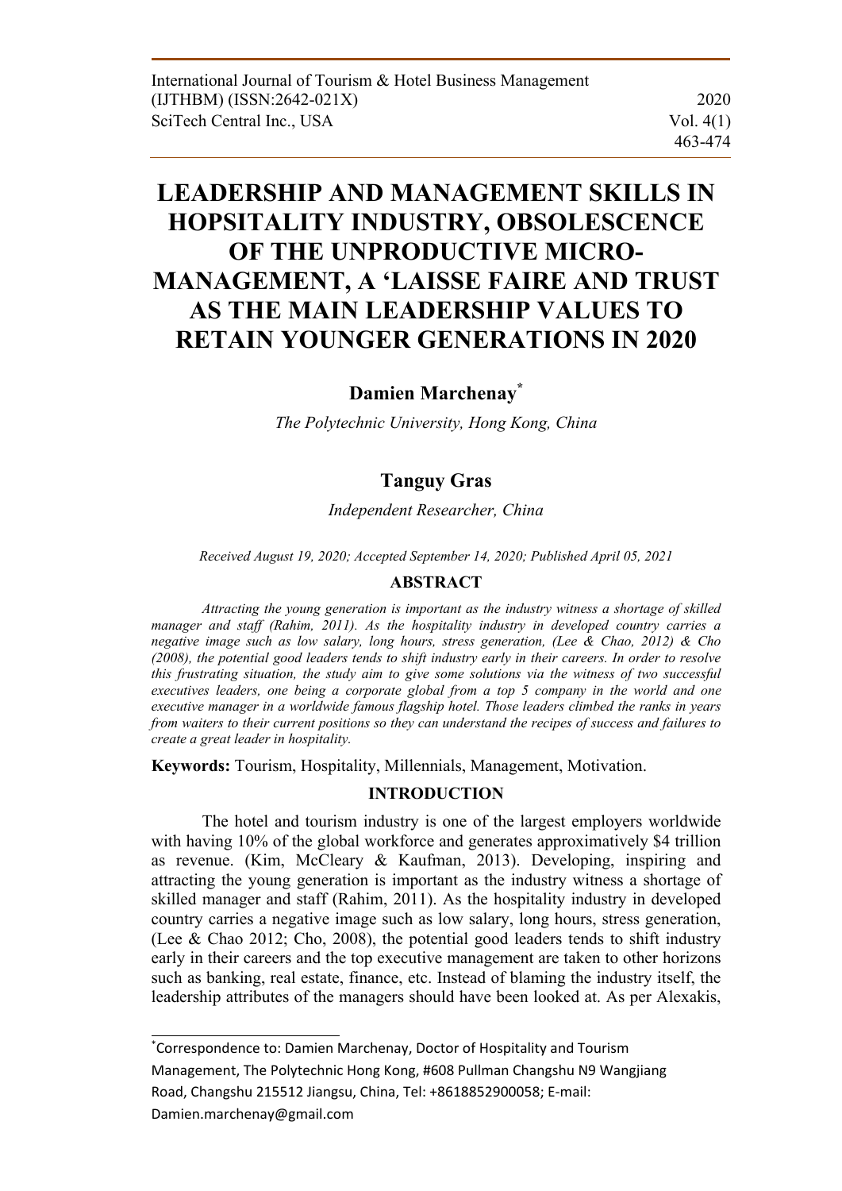# LEADERSHIP AND MANAGEMENT SKILLS IN HOPSITALITY INDUSTRY, OBSOLESCENCE OF THE UNPRODUCTIVE MICRO-MANAGEMENT, A 'LAISSE FAIRE AND TRUST AS THE MAIN LEADERSHIP VALUES TO RETAIN YOUNGER GENERATIONS IN 2020

**Damien Marchenay***

*The Polytechnic University, Hong Kong, China*

**Tanguy Gras**

*Independent Researcher, China*

*Received August 19, 2020; Accepted September 14, 2020; Published April 05, 2021*

## ABSTRACT

*Attracting the young generation is important as the industry witness a shortage of skilled manager and staff (Rahim, 2011). As the hospitality industry in developed country carries a negative image such as low salary, long hours, stress generation, (Lee & Chao, 2012) & Cho (2008), the potential good leaders tends to shift industry early in their careers. In order to resolve this frustrating situation, the study aim to give some solutions via the witness of two successful executives leaders, one being a corporate global from a top 5 company in the world and one executive manager in a worldwide famous flagship hotel. Those leaders climbed the ranks in years from waiters to their current positions so they can understand the recipes of success and failures to create a great leader in hospitality.*

**Keywords:** Tourism, Hospitality, Millennials, Management, Motivation.

## INTRODUCTION

The hotel and tourism industry is one of the largest employers worldwide with having 10% of the global workforce and generates approximatively $4 trillion as revenue. (Kim, McCleary & Kaufman, 2013). Developing, inspiring and attracting the young generation is important as the industry witness a shortage of skilled manager and staff (Rahim, 2011). As the hospitality industry in developed country carries a negative image such as low salary, long hours, stress generation, (Lee & Chao 2012; Cho, 2008), the potential good leaders tends to shift industry early in their careers and the top executive management are taken to other horizons such as banking, real estate, finance, etc. Instead of blaming the industry itself, the leadership attributes of the managers should have been looked at. As per Alexakis,

---

*Correspondence to: Damien Marchenay, Doctor of Hospitality and Tourism Management, The Polytechnic Hong Kong, #608 Pullman Changshu N9 Wangjiang Road, Changshu 215512 Jiangsu, China, Tel: +8618852900058; E-mail: Damien.marchenay@gmail.com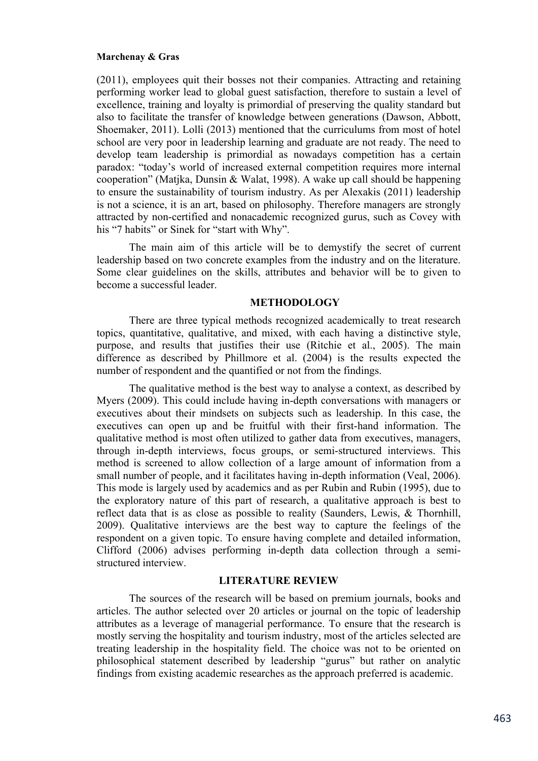(2011), employees quit their bosses not their companies. Attracting and retaining performing worker lead to global guest satisfaction, therefore to sustain a level of excellence, training and loyalty is primordial of preserving the quality standard but also to facilitate the transfer of knowledge between generations (Dawson, Abbott, Shoemaker, 2011). Lolli (2013) mentioned that the curriculums from most of hotel school are very poor in leadership learning and graduate are not ready. The need to develop team leadership is primordial as nowadays competition has a certain paradox: "today's world of increased external competition requires more internal cooperation" (Matjka, Dunsin & Walat, 1998). A wake up call should be happening to ensure the sustainability of tourism industry. As per Alexakis (2011) leadership is not a science, it is an art, based on philosophy. Therefore managers are strongly attracted by non-certified and nonacademic recognized gurus, such as Covey with his "7 habits" or Sinek for "start with Why".

The main aim of this article will be to demystify the secret of current leadership based on two concrete examples from the industry and on the literature. Some clear guidelines on the skills, attributes and behavior will be to given to become a successful leader.

## METHODOLOGY

There are three typical methods recognized academically to treat research topics, quantitative, qualitative, and mixed, with each having a distinctive style, purpose, and results that justifies their use (Ritchie et al., 2005). The main difference as described by Phillmore et al. (2004) is the results expected the number of respondent and the quantified or not from the findings.

The qualitative method is the best way to analyse a context, as described by Myers (2009). This could include having in-depth conversations with managers or executives about their mindsets on subjects such as leadership. In this case, the executives can open up and be fruitful with their first-hand information. The qualitative method is most often utilized to gather data from executives, managers, through in-depth interviews, focus groups, or semi-structured interviews. This method is screened to allow collection of a large amount of information from a small number of people, and it facilitates having in-depth information (Veal, 2006). This mode is largely used by academics and as per Rubin and Rubin (1995), due to the exploratory nature of this part of research, a qualitative approach is best to reflect data that is as close as possible to reality (Saunders, Lewis, & Thornhill, 2009). Qualitative interviews are the best way to capture the feelings of the respondent on a given topic. To ensure having complete and detailed information, Clifford (2006) advises performing in-depth data collection through a semi-structured interview.

## LITERATURE REVIEW

The sources of the research will be based on premium journals, books and articles. The author selected over 20 articles or journal on the topic of leadership attributes as a leverage of managerial performance. To ensure that the research is mostly serving the hospitality and tourism industry, most of the articles selected are treating leadership in the hospitality field. The choice was not to be oriented on philosophical statement described by leadership "gurus" but rather on analytic findings from existing academic researches as the approach preferred is academic.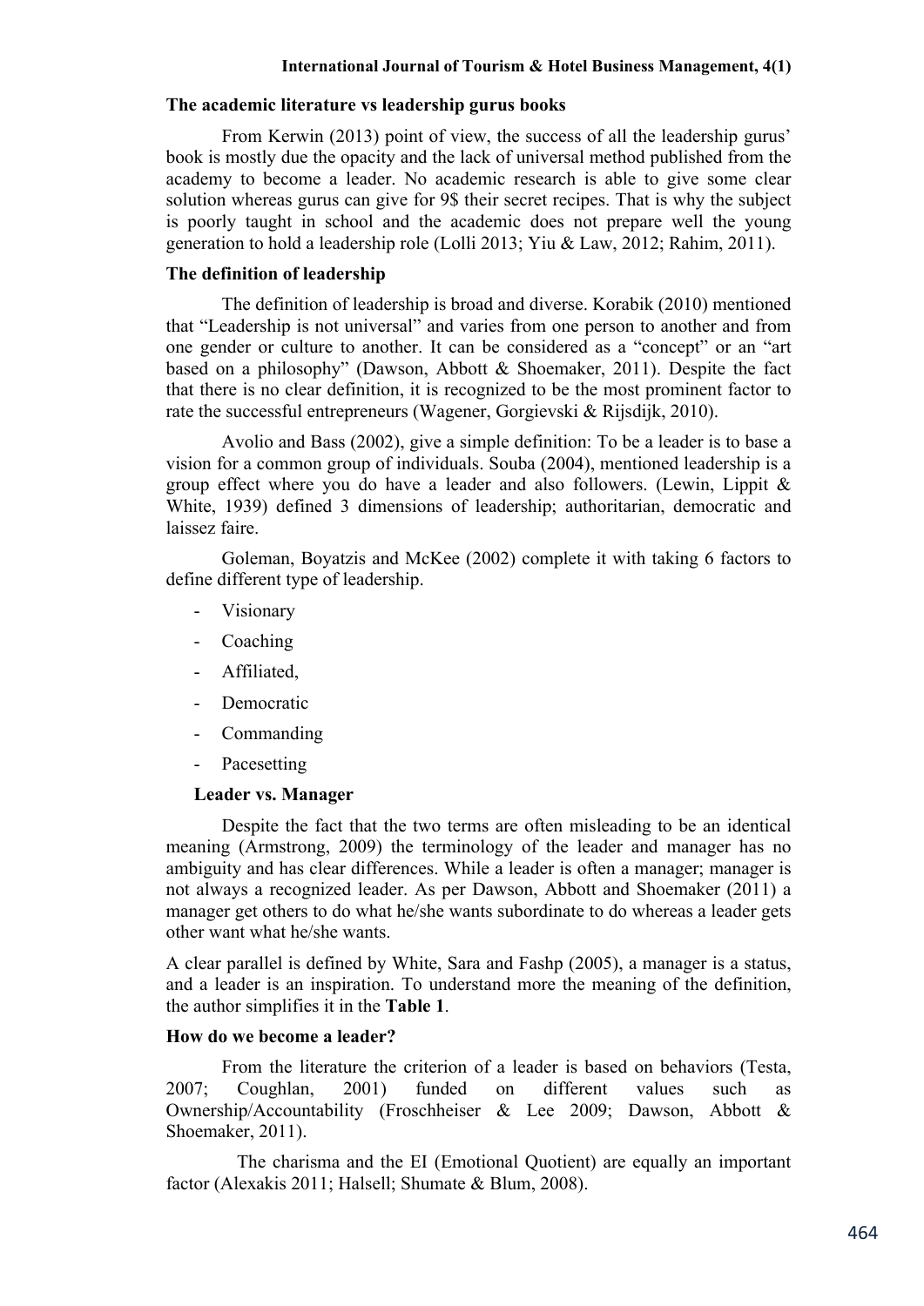### The academic literature vs leadership gurus books

From Kerwin (2013) point of view, the success of all the leadership gurus' book is mostly due the opacity and the lack of universal method published from the academy to become a leader. No academic research is able to give some clear solution whereas gurus can give for 9$ their secret recipes. That is why the subject is poorly taught in school and the academic does not prepare well the young generation to hold a leadership role (Lolli 2013; Yiu & Law, 2012; Rahim, 2011).

### The definition of leadership

The definition of leadership is broad and diverse. Korabik (2010) mentioned that "Leadership is not universal" and varies from one person to another and from one gender or culture to another. It can be considered as a "concept" or an "art based on a philosophy" (Dawson, Abbott & Shoemaker, 2011). Despite the fact that there is no clear definition, it is recognized to be the most prominent factor to rate the successful entrepreneurs (Wagener, Gorgievski & Rijsdijk, 2010).

Avolio and Bass (2002), give a simple definition: To be a leader is to base a vision for a common group of individuals. Souba (2004), mentioned leadership is a group effect where you do have a leader and also followers. (Lewin, Lippit & White, 1939) defined 3 dimensions of leadership; authoritarian, democratic and laissez faire.

Goleman, Boyatzis and McKee (2002) complete it with taking 6 factors to define different type of leadership.

- Visionary
- Coaching
- Affiliated,
- Democratic
- Commanding
- Pacesetting

### Leader vs. Manager

Despite the fact that the two terms are often misleading to be an identical meaning (Armstrong, 2009) the terminology of the leader and manager has no ambiguity and has clear differences. While a leader is often a manager; manager is not always a recognized leader. As per Dawson, Abbott and Shoemaker (2011) a manager get others to do what he/she wants subordinate to do whereas a leader gets other want what he/she wants.

A clear parallel is defined by White, Sara and Fashp (2005), a manager is a status, and a leader is an inspiration. To understand more the meaning of the definition, the author simplifies it in the **Table 1**.

### How do we become a leader?

From the literature the criterion of a leader is based on behaviors (Testa, 2007; Coughlan, 2001) funded on different values such as Ownership/Accountability (Froschheiser & Lee 2009; Dawson, Abbott & Shoemaker, 2011).

The charisma and the EI (Emotional Quotient) are equally an important factor (Alexakis 2011; Halsell; Shumate & Blum, 2008).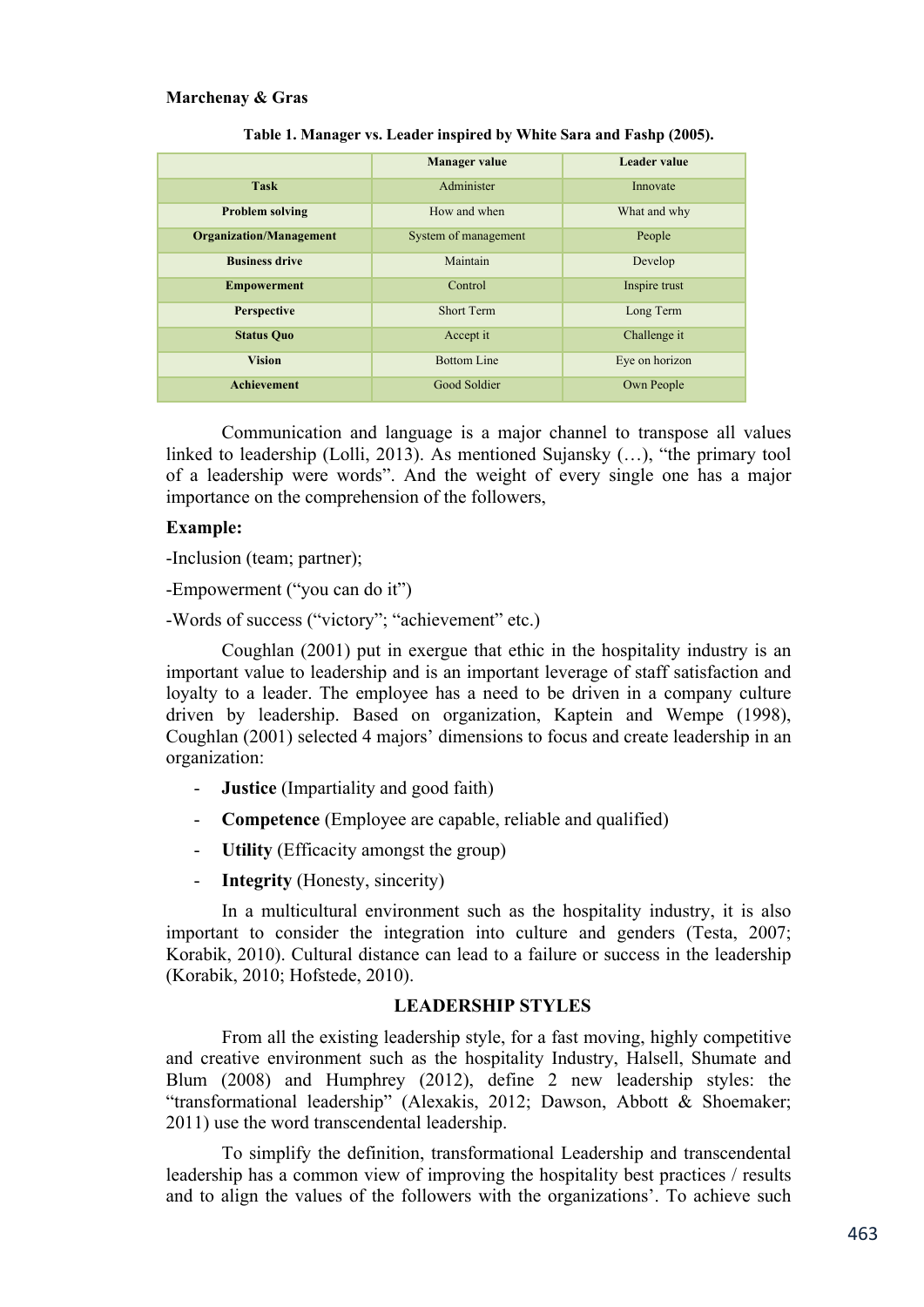**Table 1. Manager vs. Leader inspired by White Sara and Fashp (2005).**

| | Manager value | Leader value |
|---|---|---|
| **Task** | Administer | Innovate |
| **Problem solving** | How and when | What and why |
| **Organization/Management** | System of management | People |
| **Business drive** | Maintain | Develop |
| **Empowerment** | Control | Inspire trust |
| **Perspective** | Short Term | Long Term |
| **Status Quo** | Accept it | Challenge it |
| **Vision** | Bottom Line | Eye on horizon |
| **Achievement** | Good Soldier | Own People |

Communication and language is a major channel to transpose all values linked to leadership (Lolli, 2013). As mentioned Sujansky (…), "the primary tool of a leadership were words". And the weight of every single one has a major importance on the comprehension of the followers,

**Example:**

-Inclusion (team; partner);

-Empowerment ("you can do it")

-Words of success ("victory"; "achievement" etc.)

Coughlan (2001) put in exergue that ethic in the hospitality industry is an important value to leadership and is an important leverage of staff satisfaction and loyalty to a leader. The employee has a need to be driven in a company culture driven by leadership. Based on organization, Kaptein and Wempe (1998), Coughlan (2001) selected 4 majors' dimensions to focus and create leadership in an organization:

- **Justice** (Impartiality and good faith)
- **Competence** (Employee are capable, reliable and qualified)
- **Utility** (Efficacity amongst the group)
- **Integrity** (Honesty, sincerity)

In a multicultural environment such as the hospitality industry, it is also important to consider the integration into culture and genders (Testa, 2007; Korabik, 2010). Cultural distance can lead to a failure or success in the leadership (Korabik, 2010; Hofstede, 2010).

## LEADERSHIP STYLES

From all the existing leadership style, for a fast moving, highly competitive and creative environment such as the hospitality Industry, Halsell, Shumate and Blum (2008) and Humphrey (2012), define 2 new leadership styles: the "transformational leadership" (Alexakis, 2012; Dawson, Abbott & Shoemaker; 2011) use the word transcendental leadership.

To simplify the definition, transformational Leadership and transcendental leadership has a common view of improving the hospitality best practices / results and to align the values of the followers with the organizations'. To achieve such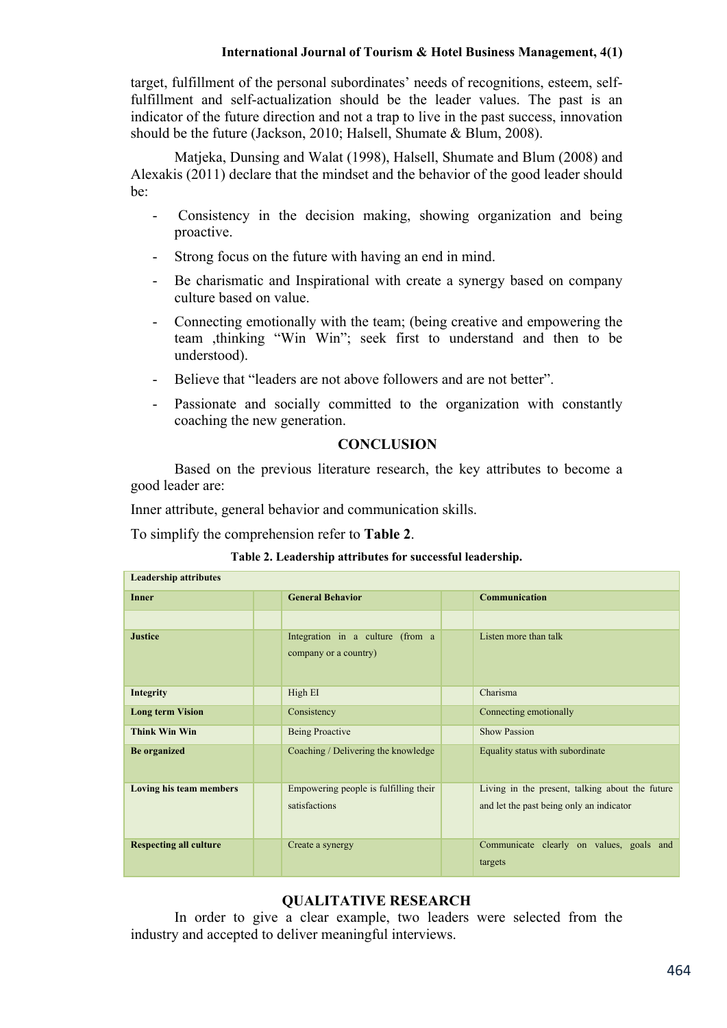target, fulfillment of the personal subordinates' needs of recognitions, esteem, self-fulfillment and self-actualization should be the leader values. The past is an indicator of the future direction and not a trap to live in the past success, innovation should be the future (Jackson, 2010; Halsell, Shumate & Blum, 2008).

Matjeka, Dunsing and Walat (1998), Halsell, Shumate and Blum (2008) and Alexakis (2011) declare that the mindset and the behavior of the good leader should be:

- Consistency in the decision making, showing organization and being proactive.
- Strong focus on the future with having an end in mind.
- Be charismatic and Inspirational with create a synergy based on company culture based on value.
- Connecting emotionally with the team; (being creative and empowering the team ,thinking "Win Win"; seek first to understand and then to be understood).
- Believe that "leaders are not above followers and are not better".
- Passionate and socially committed to the organization with constantly coaching the new generation.

## CONCLUSION

Based on the previous literature research, the key attributes to become a good leader are:

Inner attribute, general behavior and communication skills.

To simplify the comprehension refer to **Table 2**.

**Table 2. Leadership attributes for successful leadership.**

| **Leadership attributes** | | | | |
|---|---|---|---|---|
| **Inner** | | **General Behavior** | | **Communication** |
| | | | | |
| **Justice** | | Integration in a culture (from a company or a country) | | Listen more than talk |
| **Integrity** | | High EI | | Charisma |
| **Long term Vision** | | Consistency | | Connecting emotionally |
| **Think Win Win** | | Being Proactive | | Show Passion |
| **Be organized** | | Coaching / Delivering the knowledge | | Equality status with subordinate |
| **Loving his team members** | | Empowering people is fulfilling their satisfactions | | Living in the present, talking about the future and let the past being only an indicator |
| **Respecting all culture** | | Create a synergy | | Communicate clearly on values, goals and targets |

## QUALITATIVE RESEARCH

In order to give a clear example, two leaders were selected from the industry and accepted to deliver meaningful interviews.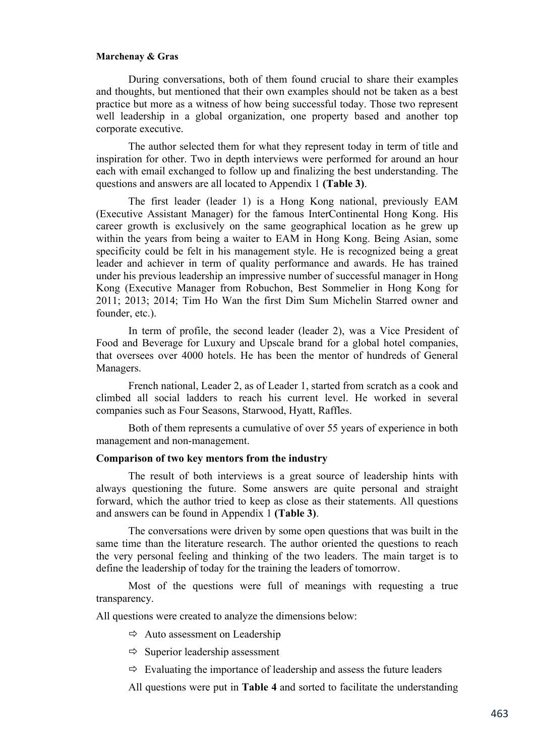During conversations, both of them found crucial to share their examples and thoughts, but mentioned that their own examples should not be taken as a best practice but more as a witness of how being successful today. Those two represent well leadership in a global organization, one property based and another top corporate executive.

The author selected them for what they represent today in term of title and inspiration for other. Two in depth interviews were performed for around an hour each with email exchanged to follow up and finalizing the best understanding. The questions and answers are all located to Appendix 1 **(Table 3)**.

The first leader (leader 1) is a Hong Kong national, previously EAM (Executive Assistant Manager) for the famous InterContinental Hong Kong. His career growth is exclusively on the same geographical location as he grew up within the years from being a waiter to EAM in Hong Kong. Being Asian, some specificity could be felt in his management style. He is recognized being a great leader and achiever in term of quality performance and awards. He has trained under his previous leadership an impressive number of successful manager in Hong Kong (Executive Manager from Robuchon, Best Sommelier in Hong Kong for 2011; 2013; 2014; Tim Ho Wan the first Dim Sum Michelin Starred owner and founder, etc.).

In term of profile, the second leader (leader 2), was a Vice President of Food and Beverage for Luxury and Upscale brand for a global hotel companies, that oversees over 4000 hotels. He has been the mentor of hundreds of General Managers.

French national, Leader 2, as of Leader 1, started from scratch as a cook and climbed all social ladders to reach his current level. He worked in several companies such as Four Seasons, Starwood, Hyatt, Raffles.

Both of them represents a cumulative of over 55 years of experience in both management and non-management.

**Comparison of two key mentors from the industry**

The result of both interviews is a great source of leadership hints with always questioning the future. Some answers are quite personal and straight forward, which the author tried to keep as close as their statements. All questions and answers can be found in Appendix 1 **(Table 3)**.

The conversations were driven by some open questions that was built in the same time than the literature research. The author oriented the questions to reach the very personal feeling and thinking of the two leaders. The main target is to define the leadership of today for the training the leaders of tomorrow.

Most of the questions were full of meanings with requesting a true transparency.

All questions were created to analyze the dimensions below:

- ⇨ Auto assessment on Leadership
- ⇨ Superior leadership assessment
- ⇨ Evaluating the importance of leadership and assess the future leaders

All questions were put in **Table 4** and sorted to facilitate the understanding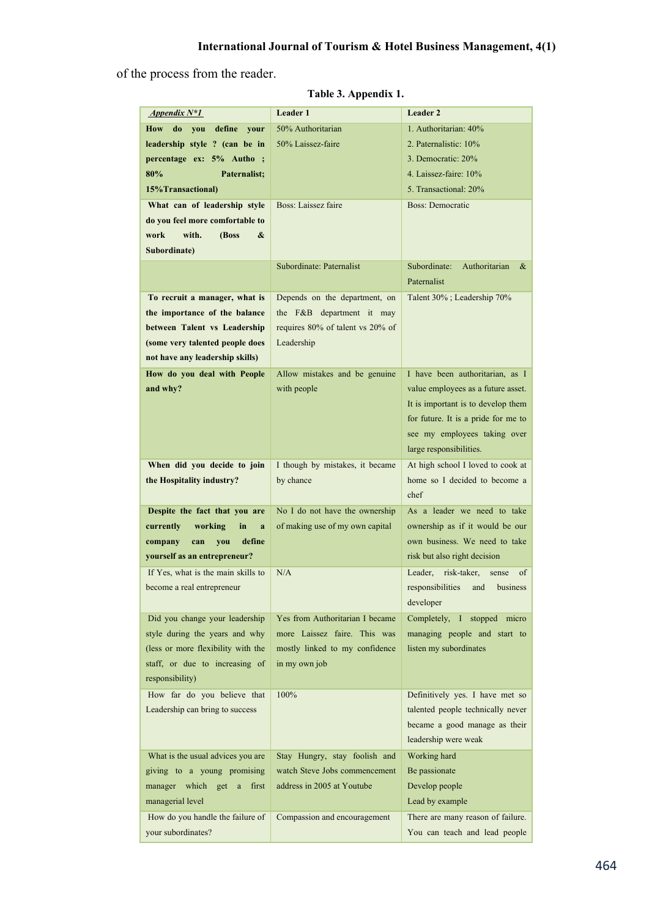of the process from the reader.

**Table 3. Appendix 1.**

| *Appendix N*1* | Leader 1 | Leader 2 |
|---|---|---|
| **How do you define your leadership style ? (can be in percentage ex: 5% Autho ; 80% Paternalist; 15%Transactional)** | 50% Authoritarian<br>50% Laissez-faire | 1. Authoritarian: 40%<br>2. Paternalistic: 10%<br>3. Democratic: 20%<br>4. Laissez-faire: 10%<br>5. Transactional: 20% |
| **What can of leadership style do you feel more comfortable to work with. (Boss & Subordinate)** | Boss: Laissez faire | Boss: Democratic |
| | Subordinate: Paternalist | Subordinate: Authoritarian & Paternalist |
| **To recruit a manager, what is the importance of the balance between Talent vs Leadership (some very talented people does not have any leadership skills)** | Depends on the department, on the F&B department it may requires 80% of talent vs 20% of Leadership | Talent 30% ; Leadership 70% |
| **How do you deal with People and why?** | Allow mistakes and be genuine with people | I have been authoritarian, as I value employees as a future asset. It is important is to develop them for future. It is a pride for me to see my employees taking over large responsibilities. |
| **When did you decide to join the Hospitality industry?** | I though by mistakes, it became by chance | At high school I loved to cook at home so I decided to become a chef |
| **Despite the fact that you are currently working in a company can you define yourself as an entrepreneur?** | No I do not have the ownership of making use of my own capital | As a leader we need to take ownership as if it would be our own business. We need to take risk but also right decision |
| If Yes, what is the main skills to become a real entrepreneur | N/A | Leader, risk-taker, sense of responsibilities and business developer |
| Did you change your leadership style during the years and why (less or more flexibility with the staff, or due to increasing of responsibility) | Yes from Authoritarian I became more Laissez faire. This was mostly linked to my confidence in my own job | Completely, I stopped micro managing people and start to listen my subordinates |
| How far do you believe that Leadership can bring to success | 100% | Definitively yes. I have met so talented people technically never became a good manage as their leadership were weak |
| What is the usual advices you are giving to a young promising manager which get a first managerial level | Stay Hungry, stay foolish and watch Steve Jobs commencement address in 2005 at Youtube | Working hard<br>Be passionate<br>Develop people<br>Lead by example |
| How do you handle the failure of your subordinates? | Compassion and encouragement | There are many reason of failure. You can teach and lead people |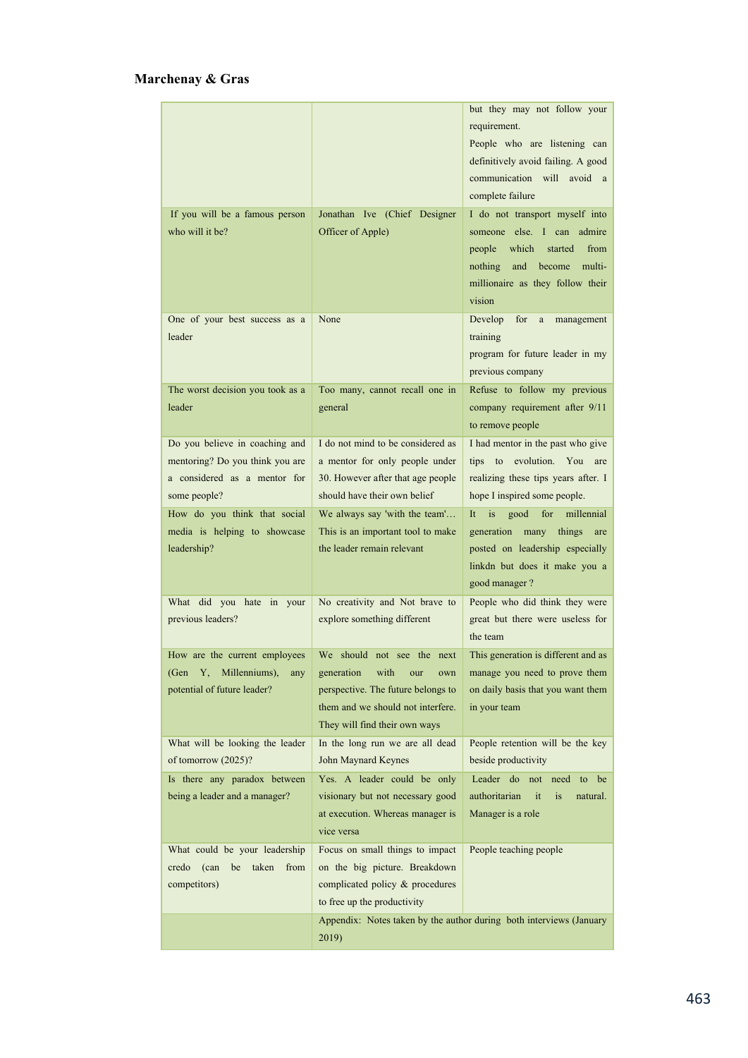|  |  | but they may not follow your requirement.<br>People who are listening can definitively avoid failing. A good communication will avoid a complete failure |
|---|---|---|
| If you will be a famous person who will it be? | Jonathan Ive (Chief Designer Officer of Apple) | I do not transport myself into someone else. I can admire people which started from nothing and become multi-millionaire as they follow their vision |
| One of your best success as a leader | None | Develop for a management training program for future leader in my previous company |
| The worst decision you took as a leader | Too many, cannot recall one in general | Refuse to follow my previous company requirement after 9/11 to remove people |
| Do you believe in coaching and mentoring? Do you think you are a considered as a mentor for some people? | I do not mind to be considered as a mentor for only people under 30. However after that age people should have their own belief | I had mentor in the past who give tips to evolution. You are realizing these tips years after. I hope I inspired some people. |
| How do you think that social media is helping to showcase leadership? | We always say 'with the team'… This is an important tool to make the leader remain relevant | It is good for millennial generation many things are posted on leadership especially linkdn but does it make you a good manager ? |
| What did you hate in your previous leaders? | No creativity and Not brave to explore something different | People who did think they were great but there were useless for the team |
| How are the current employees (Gen Y, Millenniums), any potential of future leader? | We should not see the next generation with our own perspective. The future belongs to them and we should not interfere. They will find their own ways | This generation is different and as manage you need to prove them on daily basis that you want them in your team |
| What will be looking the leader of tomorrow (2025)? | In the long run we are all dead John Maynard Keynes | People retention will be the key beside productivity |
| Is there any paradox between being a leader and a manager? | Yes. A leader could be only visionary but not necessary good at execution. Whereas manager is vice versa | Leader do not need to be authoritarian it is natural. Manager is a role |
| What could be your leadership credo (can be taken from competitors) | Focus on small things to impact on the big picture. Breakdown complicated policy & procedures to free up the productivity | People teaching people |
|  | Appendix: Notes taken by the author during both interviews (January 2019) |  |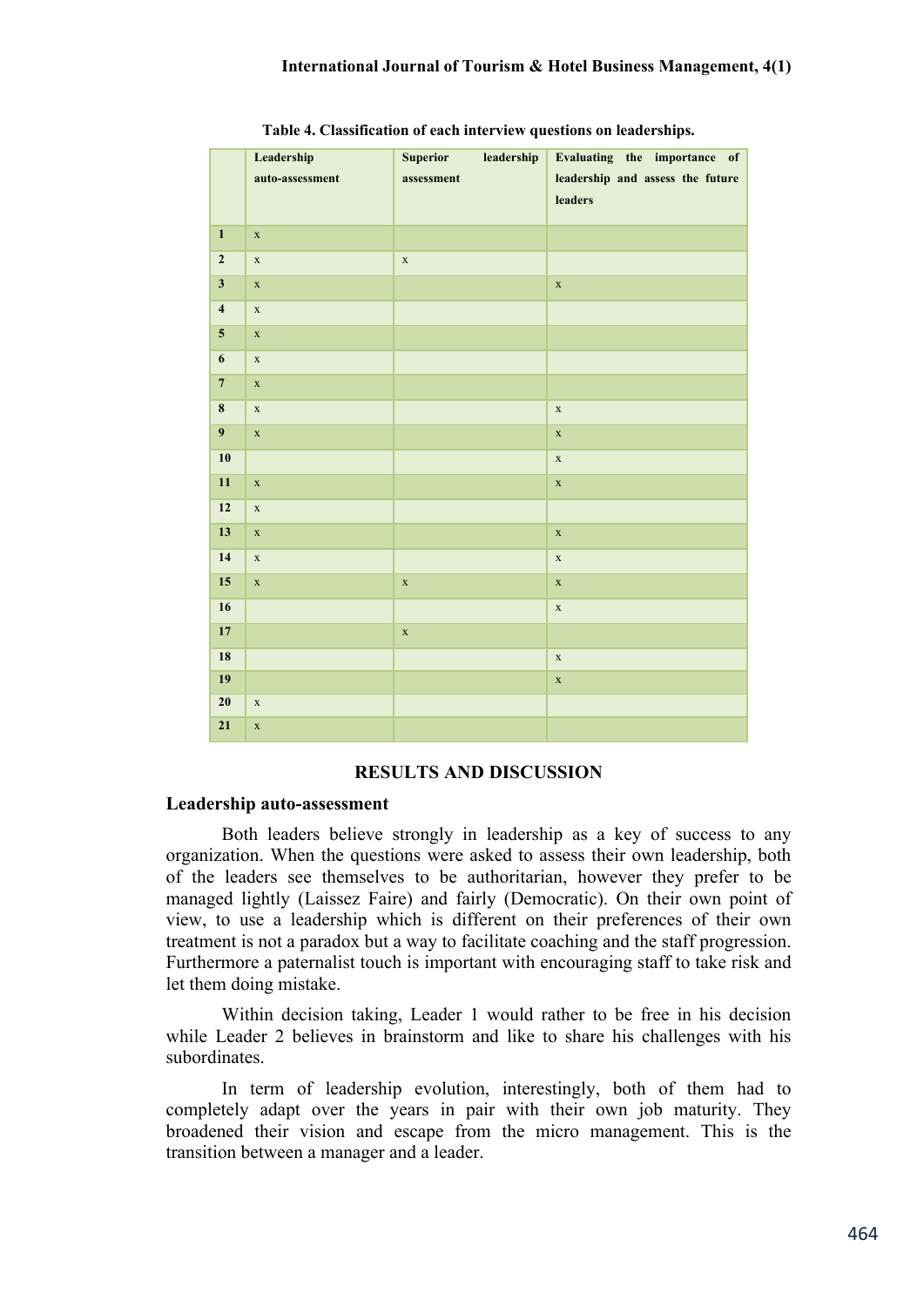Table 4. Classification of each interview questions on leaderships.

| | Leadership auto-assessment | Superior leadership assessment | Evaluating the importance of leadership and assess the future leaders |
|---|---|---|---|
| 1 | x | | |
| 2 | x | x | |
| 3 | x | | x |
| 4 | x | | |
| 5 | x | | |
| 6 | x | | |
| 7 | x | | |
| 8 | x | | x |
| 9 | x | | x |
| 10 | | | x |
| 11 | x | | x |
| 12 | x | | |
| 13 | x | | x |
| 14 | x | | x |
| 15 | x | x | x |
| 16 | | | x |
| 17 | | x | |
| 18 | | | x |
| 19 | | | x |
| 20 | x | | |
| 21 | x | | |

## RESULTS AND DISCUSSION

### Leadership auto-assessment

Both leaders believe strongly in leadership as a key of success to any organization. When the questions were asked to assess their own leadership, both of the leaders see themselves to be authoritarian, however they prefer to be managed lightly (Laissez Faire) and fairly (Democratic). On their own point of view, to use a leadership which is different on their preferences of their own treatment is not a paradox but a way to facilitate coaching and the staff progression. Furthermore a paternalist touch is important with encouraging staff to take risk and let them doing mistake.

Within decision taking, Leader 1 would rather to be free in his decision while Leader 2 believes in brainstorm and like to share his challenges with his subordinates.

In term of leadership evolution, interestingly, both of them had to completely adapt over the years in pair with their own job maturity. They broadened their vision and escape from the micro management. This is the transition between a manager and a leader.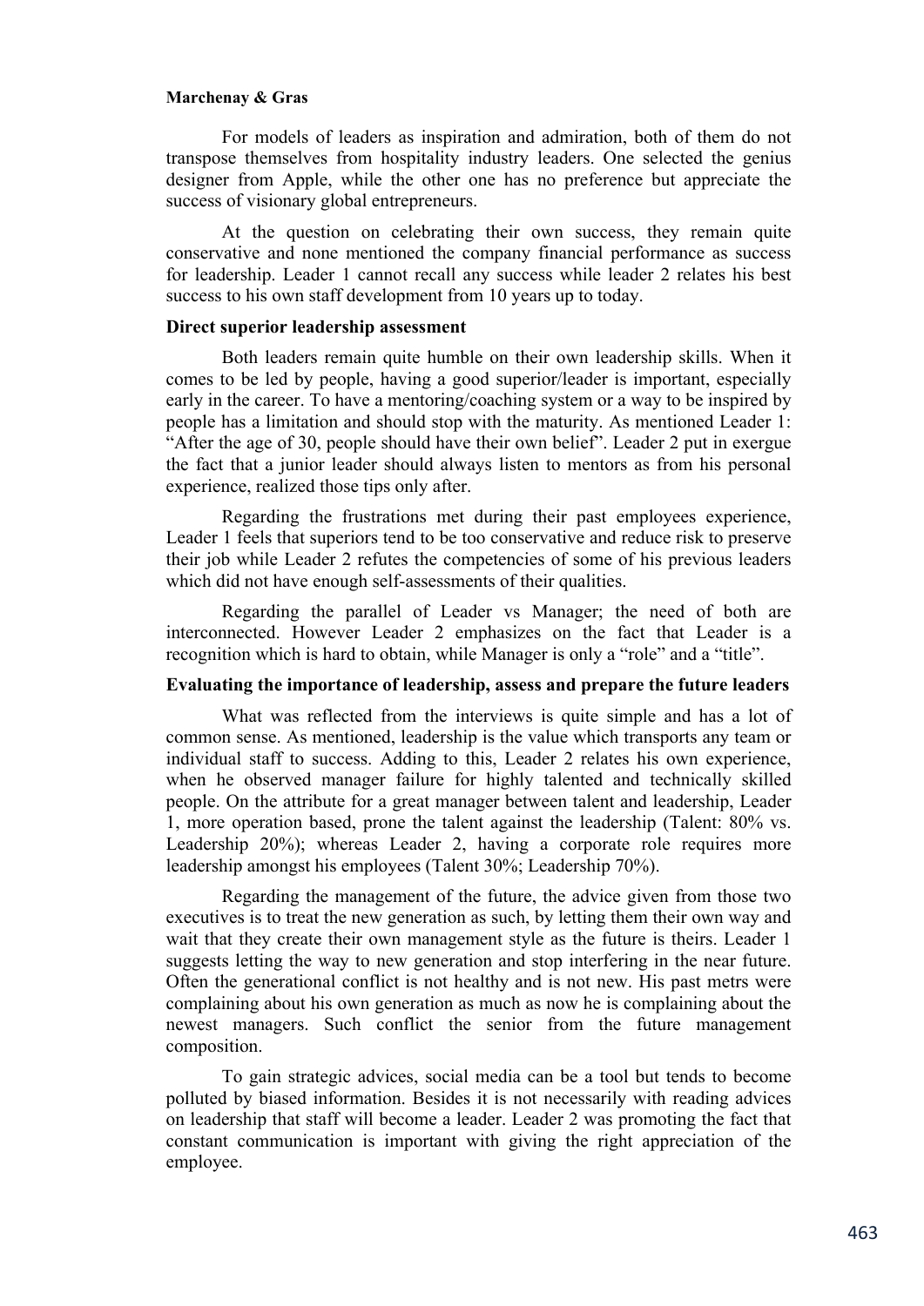For models of leaders as inspiration and admiration, both of them do not transpose themselves from hospitality industry leaders. One selected the genius designer from Apple, while the other one has no preference but appreciate the success of visionary global entrepreneurs.

At the question on celebrating their own success, they remain quite conservative and none mentioned the company financial performance as success for leadership. Leader 1 cannot recall any success while leader 2 relates his best success to his own staff development from 10 years up to today.

**Direct superior leadership assessment**

Both leaders remain quite humble on their own leadership skills. When it comes to be led by people, having a good superior/leader is important, especially early in the career. To have a mentoring/coaching system or a way to be inspired by people has a limitation and should stop with the maturity. As mentioned Leader 1: "After the age of 30, people should have their own belief". Leader 2 put in exergue the fact that a junior leader should always listen to mentors as from his personal experience, realized those tips only after.

Regarding the frustrations met during their past employees experience, Leader 1 feels that superiors tend to be too conservative and reduce risk to preserve their job while Leader 2 refutes the competencies of some of his previous leaders which did not have enough self-assessments of their qualities.

Regarding the parallel of Leader vs Manager; the need of both are interconnected. However Leader 2 emphasizes on the fact that Leader is a recognition which is hard to obtain, while Manager is only a "role" and a "title".

**Evaluating the importance of leadership, assess and prepare the future leaders**

What was reflected from the interviews is quite simple and has a lot of common sense. As mentioned, leadership is the value which transports any team or individual staff to success. Adding to this, Leader 2 relates his own experience, when he observed manager failure for highly talented and technically skilled people. On the attribute for a great manager between talent and leadership, Leader 1, more operation based, prone the talent against the leadership (Talent: 80% vs. Leadership 20%); whereas Leader 2, having a corporate role requires more leadership amongst his employees (Talent 30%; Leadership 70%).

Regarding the management of the future, the advice given from those two executives is to treat the new generation as such, by letting them their own way and wait that they create their own management style as the future is theirs. Leader 1 suggests letting the way to new generation and stop interfering in the near future. Often the generational conflict is not healthy and is not new. His past metrs were complaining about his own generation as much as now he is complaining about the newest managers. Such conflict the senior from the future management composition.

To gain strategic advices, social media can be a tool but tends to become polluted by biased information. Besides it is not necessarily with reading advices on leadership that staff will become a leader. Leader 2 was promoting the fact that constant communication is important with giving the right appreciation of the employee.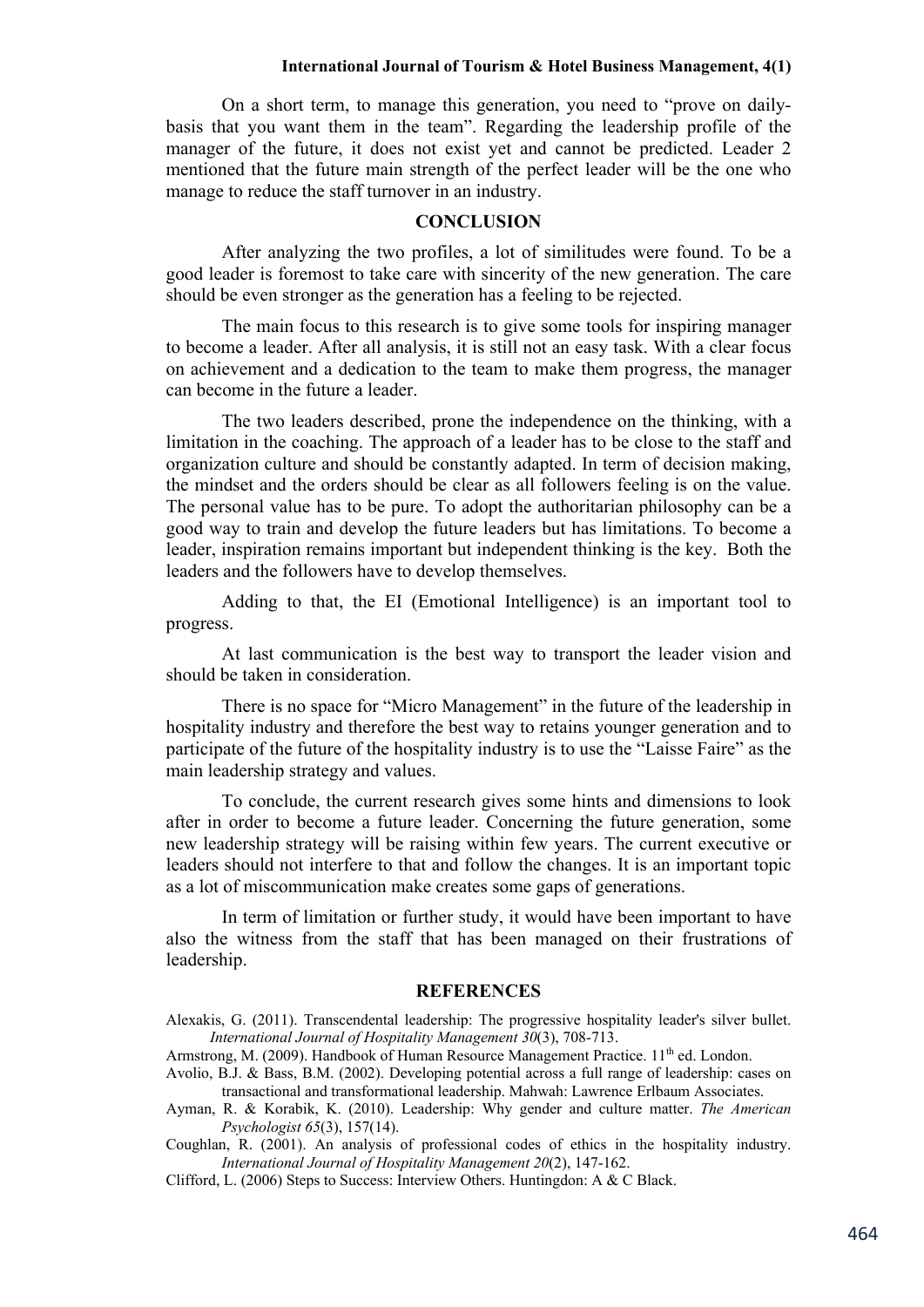On a short term, to manage this generation, you need to "prove on daily-basis that you want them in the team". Regarding the leadership profile of the manager of the future, it does not exist yet and cannot be predicted. Leader 2 mentioned that the future main strength of the perfect leader will be the one who manage to reduce the staff turnover in an industry.

## CONCLUSION

After analyzing the two profiles, a lot of similitudes were found. To be a good leader is foremost to take care with sincerity of the new generation. The care should be even stronger as the generation has a feeling to be rejected.

The main focus to this research is to give some tools for inspiring manager to become a leader. After all analysis, it is still not an easy task. With a clear focus on achievement and a dedication to the team to make them progress, the manager can become in the future a leader.

The two leaders described, prone the independence on the thinking, with a limitation in the coaching. The approach of a leader has to be close to the staff and organization culture and should be constantly adapted. In term of decision making, the mindset and the orders should be clear as all followers feeling is on the value. The personal value has to be pure. To adopt the authoritarian philosophy can be a good way to train and develop the future leaders but has limitations. To become a leader, inspiration remains important but independent thinking is the key. Both the leaders and the followers have to develop themselves.

Adding to that, the EI (Emotional Intelligence) is an important tool to progress.

At last communication is the best way to transport the leader vision and should be taken in consideration.

There is no space for "Micro Management" in the future of the leadership in hospitality industry and therefore the best way to retains younger generation and to participate of the future of the hospitality industry is to use the "Laisse Faire" as the main leadership strategy and values.

To conclude, the current research gives some hints and dimensions to look after in order to become a future leader. Concerning the future generation, some new leadership strategy will be raising within few years. The current executive or leaders should not interfere to that and follow the changes. It is an important topic as a lot of miscommunication make creates some gaps of generations.

In term of limitation or further study, it would have been important to have also the witness from the staff that has been managed on their frustrations of leadership.

## REFERENCES

Alexakis, G. (2011). Transcendental leadership: The progressive hospitality leader's silver bullet. *International Journal of Hospitality Management 30*(3), 708-713.

Armstrong, M. (2009). Handbook of Human Resource Management Practice. 11th ed. London.

Avolio, B.J. & Bass, B.M. (2002). Developing potential across a full range of leadership: cases on transactional and transformational leadership. Mahwah: Lawrence Erlbaum Associates.

Ayman, R. & Korabik, K. (2010). Leadership: Why gender and culture matter. *The American Psychologist 65*(3), 157(14).

Coughlan, R. (2001). An analysis of professional codes of ethics in the hospitality industry. *International Journal of Hospitality Management 20*(2), 147-162.

Clifford, L. (2006) Steps to Success: Interview Others. Huntingdon: A & C Black.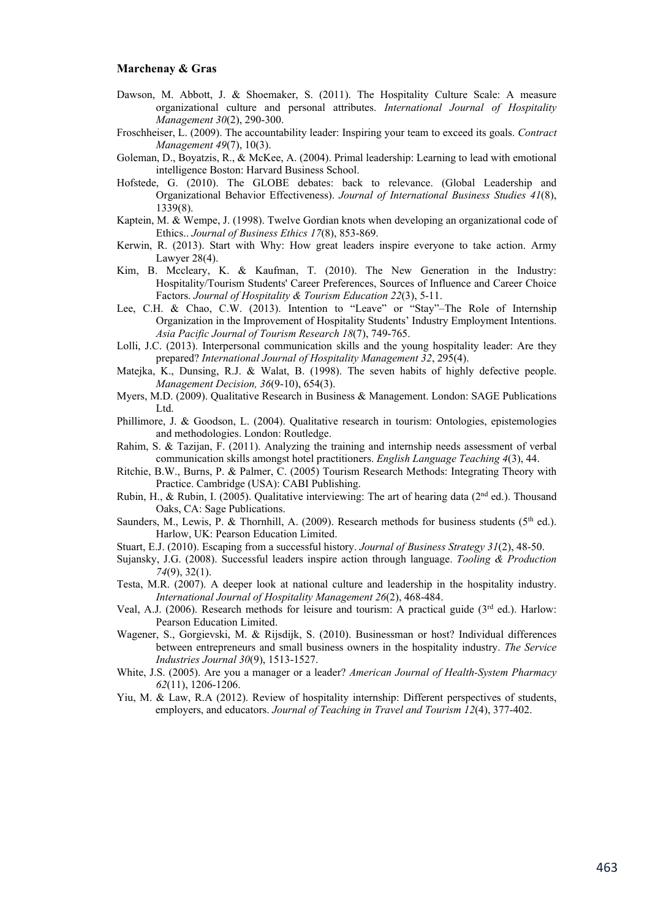Dawson, M. Abbott, J. & Shoemaker, S. (2011). The Hospitality Culture Scale: A measure organizational culture and personal attributes. *International Journal of Hospitality Management 30*(2), 290-300.

Froschheiser, L. (2009). The accountability leader: Inspiring your team to exceed its goals. *Contract Management 49*(7), 10(3).

Goleman, D., Boyatzis, R., & McKee, A. (2004). Primal leadership: Learning to lead with emotional intelligence Boston: Harvard Business School.

Hofstede, G. (2010). The GLOBE debates: back to relevance. (Global Leadership and Organizational Behavior Effectiveness). *Journal of International Business Studies 41*(8), 1339(8).

Kaptein, M. & Wempe, J. (1998). Twelve Gordian knots when developing an organizational code of Ethics.. *Journal of Business Ethics 17*(8), 853-869.

Kerwin, R. (2013). Start with Why: How great leaders inspire everyone to take action. Army Lawyer 28(4).

Kim, B. Mccleary, K. & Kaufman, T. (2010). The New Generation in the Industry: Hospitality/Tourism Students' Career Preferences, Sources of Influence and Career Choice Factors. *Journal of Hospitality & Tourism Education 22*(3), 5-11.

Lee, C.H. & Chao, C.W. (2013). Intention to "Leave" or "Stay"–The Role of Internship Organization in the Improvement of Hospitality Students' Industry Employment Intentions. *Asia Pacific Journal of Tourism Research 18*(7), 749-765.

Lolli, J.C. (2013). Interpersonal communication skills and the young hospitality leader: Are they prepared? *International Journal of Hospitality Management 32*, 295(4).

Matejka, K., Dunsing, R.J. & Walat, B. (1998). The seven habits of highly defective people. *Management Decision, 36*(9-10), 654(3).

Myers, M.D. (2009). Qualitative Research in Business & Management. London: SAGE Publications Ltd.

Phillimore, J. & Goodson, L. (2004). Qualitative research in tourism: Ontologies, epistemologies and methodologies. London: Routledge.

Rahim, S. & Tazijan, F. (2011). Analyzing the training and internship needs assessment of verbal communication skills amongst hotel practitioners. *English Language Teaching 4*(3), 44.

Ritchie, B.W., Burns, P. & Palmer, C. (2005) Tourism Research Methods: Integrating Theory with Practice. Cambridge (USA): CABI Publishing.

Rubin, H., & Rubin, I. (2005). Qualitative interviewing: The art of hearing data (2nd ed.). Thousand Oaks, CA: Sage Publications.

Saunders, M., Lewis, P. & Thornhill, A. (2009). Research methods for business students (5th ed.). Harlow, UK: Pearson Education Limited.

Stuart, E.J. (2010). Escaping from a successful history. *Journal of Business Strategy 31*(2), 48-50.

Sujansky, J.G. (2008). Successful leaders inspire action through language. *Tooling & Production 74*(9), 32(1).

Testa, M.R. (2007). A deeper look at national culture and leadership in the hospitality industry. *International Journal of Hospitality Management 26*(2), 468-484.

Veal, A.J. (2006). Research methods for leisure and tourism: A practical guide (3rd ed.). Harlow: Pearson Education Limited.

Wagener, S., Gorgievski, M. & Rijsdijk, S. (2010). Businessman or host? Individual differences between entrepreneurs and small business owners in the hospitality industry. *The Service Industries Journal 30*(9), 1513-1527.

White, J.S. (2005). Are you a manager or a leader? *American Journal of Health-System Pharmacy 62*(11), 1206-1206.

Yiu, M. & Law, R.A (2012). Review of hospitality internship: Different perspectives of students, employers, and educators. *Journal of Teaching in Travel and Tourism 12*(4), 377-402.